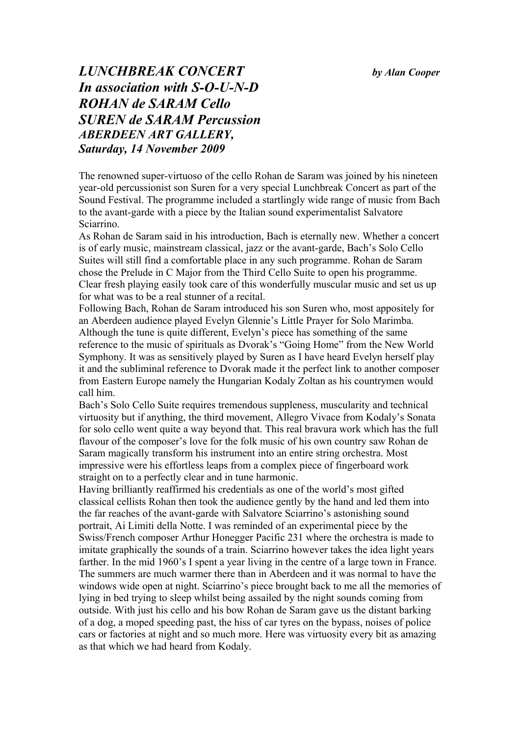# *LUNCHBREAK CONCERT* *by Alan Cooper*

## *In association with S-O-U-N-D*
## *ROHAN de SARAM Cello*
## *SUREN de SARAM Percussion*

***ABERDEEN ART GALLERY,***
***Saturday, 14 November 2009***

The renowned super-virtuoso of the cello Rohan de Saram was joined by his nineteen year-old percussionist son Suren for a very special Lunchbreak Concert as part of the Sound Festival. The programme included a startlingly wide range of music from Bach to the avant-garde with a piece by the Italian sound experimentalist Salvatore Sciarrino.

As Rohan de Saram said in his introduction, Bach is eternally new. Whether a concert is of early music, mainstream classical, jazz or the avant-garde, Bach's Solo Cello Suites will still find a comfortable place in any such programme. Rohan de Saram chose the Prelude in C Major from the Third Cello Suite to open his programme. Clear fresh playing easily took care of this wonderfully muscular music and set us up for what was to be a real stunner of a recital.

Following Bach, Rohan de Saram introduced his son Suren who, most appositely for an Aberdeen audience played Evelyn Glennie's Little Prayer for Solo Marimba. Although the tune is quite different, Evelyn's piece has something of the same reference to the music of spirituals as Dvorak's "Going Home" from the New World Symphony. It was as sensitively played by Suren as I have heard Evelyn herself play it and the subliminal reference to Dvorak made it the perfect link to another composer from Eastern Europe namely the Hungarian Kodaly Zoltan as his countrymen would call him.

Bach's Solo Cello Suite requires tremendous suppleness, muscularity and technical virtuosity but if anything, the third movement, Allegro Vivace from Kodaly's Sonata for solo cello went quite a way beyond that. This real bravura work which has the full flavour of the composer's love for the folk music of his own country saw Rohan de Saram magically transform his instrument into an entire string orchestra. Most impressive were his effortless leaps from a complex piece of fingerboard work straight on to a perfectly clear and in tune harmonic.

Having brilliantly reaffirmed his credentials as one of the world's most gifted classical cellists Rohan then took the audience gently by the hand and led them into the far reaches of the avant-garde with Salvatore Sciarrino's astonishing sound portrait, Ai Limiti della Notte. I was reminded of an experimental piece by the Swiss/French composer Arthur Honegger Pacific 231 where the orchestra is made to imitate graphically the sounds of a train. Sciarrino however takes the idea light years farther. In the mid 1960's I spent a year living in the centre of a large town in France. The summers are much warmer there than in Aberdeen and it was normal to have the windows wide open at night. Sciarrino's piece brought back to me all the memories of lying in bed trying to sleep whilst being assailed by the night sounds coming from outside. With just his cello and his bow Rohan de Saram gave us the distant barking of a dog, a moped speeding past, the hiss of car tyres on the bypass, noises of police cars or factories at night and so much more. Here was virtuosity every bit as amazing as that which we had heard from Kodaly.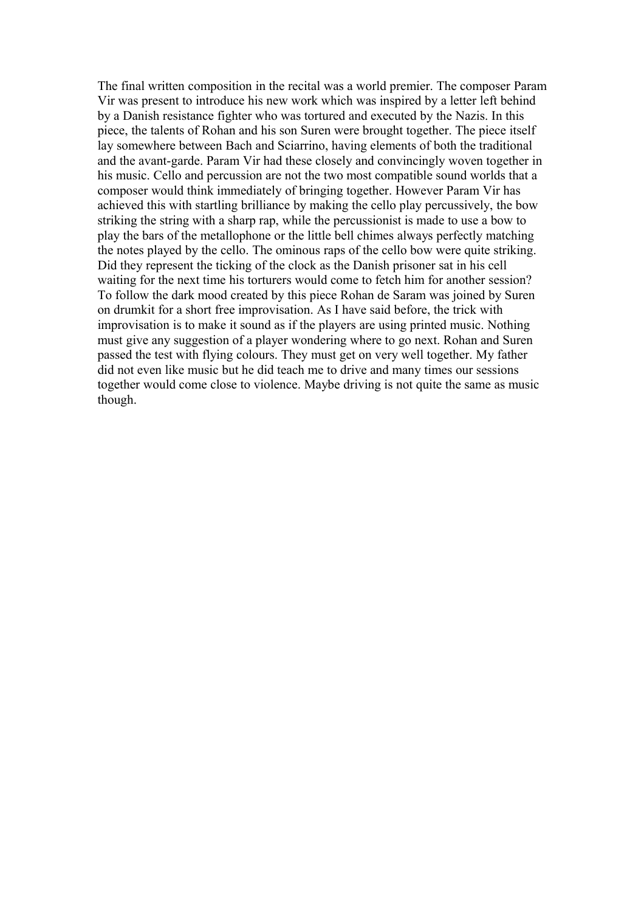The final written composition in the recital was a world premier. The composer Param Vir was present to introduce his new work which was inspired by a letter left behind by a Danish resistance fighter who was tortured and executed by the Nazis. In this piece, the talents of Rohan and his son Suren were brought together. The piece itself lay somewhere between Bach and Sciarrino, having elements of both the traditional and the avant-garde. Param Vir had these closely and convincingly woven together in his music. Cello and percussion are not the two most compatible sound worlds that a composer would think immediately of bringing together. However Param Vir has achieved this with startling brilliance by making the cello play percussively, the bow striking the string with a sharp rap, while the percussionist is made to use a bow to play the bars of the metallophone or the little bell chimes always perfectly matching the notes played by the cello. The ominous raps of the cello bow were quite striking. Did they represent the ticking of the clock as the Danish prisoner sat in his cell waiting for the next time his torturers would come to fetch him for another session? To follow the dark mood created by this piece Rohan de Saram was joined by Suren on drumkit for a short free improvisation. As I have said before, the trick with improvisation is to make it sound as if the players are using printed music. Nothing must give any suggestion of a player wondering where to go next. Rohan and Suren passed the test with flying colours. They must get on very well together. My father did not even like music but he did teach me to drive and many times our sessions together would come close to violence. Maybe driving is not quite the same as music though.